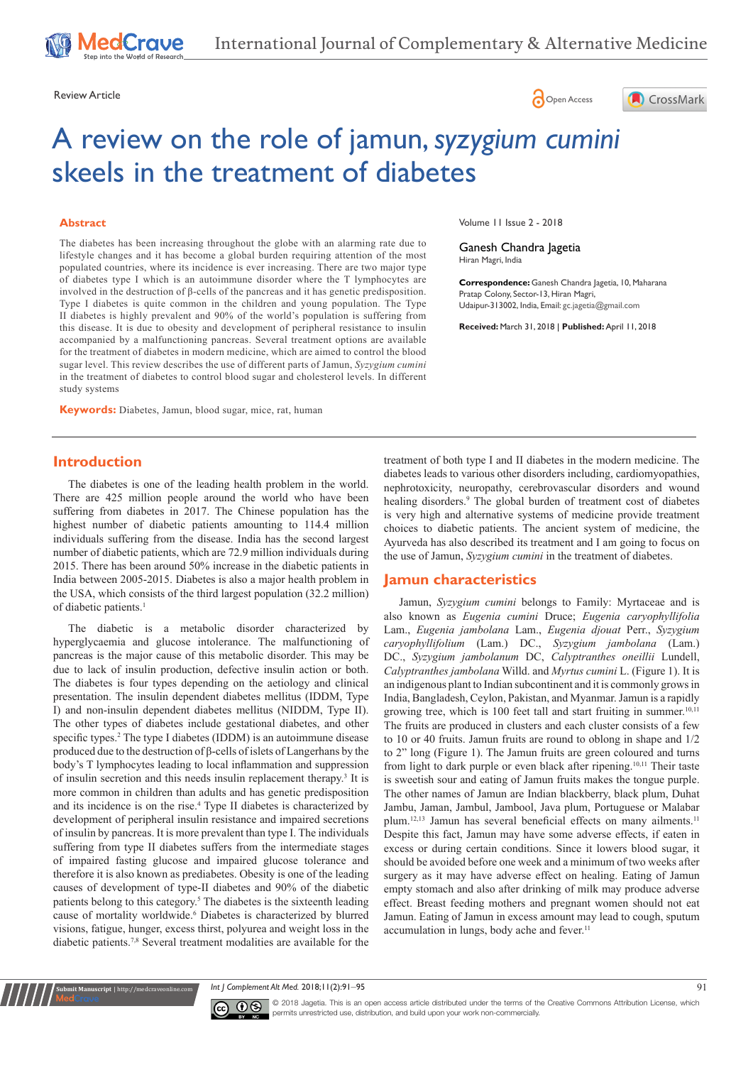Review Article

# A review on the role of jamun, *syzygium cumini* skeels in the treatment of diabetes

Volume 11 Issue 2 - 2018

Ganesh Chandra Jagetia

Hiran Magri, India

**Correspondence:** Ganesh Chandra Jagetia, 10, Maharana Pratap Colony, Sector-13, Hiran Magri, Udaipur-313002, India, Email: gc.jagetia@gmail.com

**Received:** March 31, 2018 | **Published:** April 11, 2018

## Abstract

The diabetes has been increasing throughout the globe with an alarming rate due to lifestyle changes and it has become a global burden requiring attention of the most populated countries, where its incidence is ever increasing. There are two major type of diabetes type I which is an autoimmune disorder where the T lymphocytes are involved in the destruction of β-cells of the pancreas and it has genetic predisposition. Type I diabetes is quite common in the children and young population. The Type II diabetes is highly prevalent and 90% of the world's population is suffering from this disease. It is due to obesity and development of peripheral resistance to insulin accompanied by a malfunctioning pancreas. Several treatment options are available for the treatment of diabetes in modern medicine, which are aimed to control the blood sugar level. This review describes the use of different parts of Jamun, *Syzygium cumini* in the treatment of diabetes to control blood sugar and cholesterol levels. In different study systems

**Keywords:** Diabetes, Jamun, blood sugar, mice, rat, human

## Introduction

The diabetes is one of the leading health problem in the world. There are 425 million people around the world who have been suffering from diabetes in 2017. The Chinese population has the highest number of diabetic patients amounting to 114.4 million individuals suffering from the disease. India has the second largest number of diabetic patients, which are 72.9 million individuals during 2015. There has been around 50% increase in the diabetic patients in India between 2005-2015. Diabetes is also a major health problem in the USA, which consists of the third largest population (32.2 million) of diabetic patients.[1]

The diabetic is a metabolic disorder characterized by hyperglycaemia and glucose intolerance. The malfunctioning of pancreas is the major cause of this metabolic disorder. This may be due to lack of insulin production, defective insulin action or both. The diabetes is four types depending on the aetiology and clinical presentation. The insulin dependent diabetes mellitus (IDDM, Type I) and non-insulin dependent diabetes mellitus (NIDDM, Type II). The other types of diabetes include gestational diabetes, and other specific types.[2] The type I diabetes (IDDM) is an autoimmune disease produced due to the destruction of β-cells of islets of Langerhans by the body's T lymphocytes leading to local inflammation and suppression of insulin secretion and this needs insulin replacement therapy.[3] It is more common in children than adults and has genetic predisposition and its incidence is on the rise.[4] Type II diabetes is characterized by development of peripheral insulin resistance and impaired secretions of insulin by pancreas. It is more prevalent than type I. The individuals suffering from type II diabetes suffers from the intermediate stages of impaired fasting glucose and impaired glucose tolerance and therefore it is also known as prediabetes. Obesity is one of the leading causes of development of type-II diabetes and 90% of the diabetic patients belong to this category.[5] The diabetes is the sixteenth leading cause of mortality worldwide.[6] Diabetes is characterized by blurred visions, fatigue, hunger, excess thirst, polyurea and weight loss in the diabetic patients.[7,8] Several treatment modalities are available for the treatment of both type I and II diabetes in the modern medicine. The diabetes leads to various other disorders including, cardiomyopathies, nephrotoxicity, neuropathy, cerebrovascular disorders and wound healing disorders.[9] The global burden of treatment cost of diabetes is very high and alternative systems of medicine provide treatment choices to diabetic patients. The ancient system of medicine, the Ayurveda has also described its treatment and I am going to focus on the use of Jamun, *Syzygium cumini* in the treatment of diabetes.

## Jamun characteristics

Jamun, *Syzygium cumini* belongs to Family: Myrtaceae and is also known as *Eugenia cumini* Druce; *Eugenia caryophyllifolia* Lam., *Eugenia jambolana* Lam., *Eugenia djouat* Perr., *Syzygium caryophyllifolium* (Lam.) DC., *Syzygium jambolana* (Lam.) DC., *Syzygium jambolanum* DC, *Calyptranthes oneillii* Lundell, *Calyptranthes jambolana* Willd. and *Myrtus cumini* L. (Figure 1). It is an indigenous plant to Indian subcontinent and it is commonly grows in India, Bangladesh, Ceylon, Pakistan, and Myanmar. Jamun is a rapidly growing tree, which is 100 feet tall and start fruiting in summer.[10,11] The fruits are produced in clusters and each cluster consists of a few to 10 or 40 fruits. Jamun fruits are round to oblong in shape and 1/2 to 2" long (Figure 1). The Jamun fruits are green coloured and turns from light to dark purple or even black after ripening.[10,11] Their taste is sweetish sour and eating of Jamun fruits makes the tongue purple. The other names of Jamun are Indian blackberry, black plum, Duhat Jambu, Jaman, Jambul, Jambool, Java plum, Portuguese or Malabar plum.[12,13] Jamun has several beneficial effects on many ailments.[11] Despite this fact, Jamun may have adverse effects, if eaten in excess or during certain conditions. Since it lowers blood sugar, it should be avoided before one week and a minimum of two weeks after surgery as it may have adverse effect on healing. Eating of Jamun empty stomach and also after drinking of milk may produce adverse effect. Breast feeding mothers and pregnant women should not eat Jamun. Eating of Jamun in excess amount may lead to cough, sputum accumulation in lungs, body ache and fever.[11]

© 2018 Jagetia. This is an open access article distributed under the terms of the Creative Commons Attribution License, which permits unrestricted use, distribution, and build upon your work non-commercially.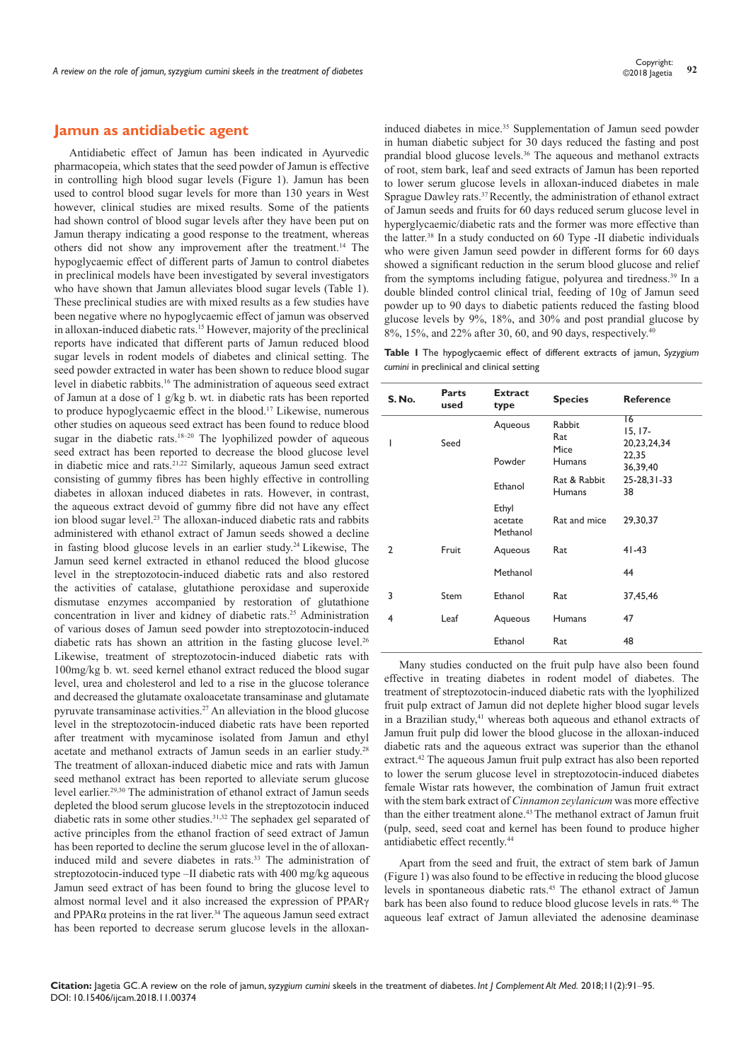## Jamun as antidiabetic agent

Antidiabetic effect of Jamun has been indicated in Ayurvedic pharmacopeia, which states that the seed powder of Jamun is effective in controlling high blood sugar levels (Figure 1). Jamun has been used to control blood sugar levels for more than 130 years in West however, clinical studies are mixed results. Some of the patients had shown control of blood sugar levels after they have been put on Jamun therapy indicating a good response to the treatment, whereas others did not show any improvement after the treatment.[14] The hypoglycaemic effect of different parts of Jamun to control diabetes in preclinical models have been investigated by several investigators who have shown that Jamun alleviates blood sugar levels (Table 1). These preclinical studies are with mixed results as a few studies have been negative where no hypoglycaemic effect of jamun was observed in alloxan-induced diabetic rats.[15] However, majority of the preclinical reports have indicated that different parts of Jamun reduced blood sugar levels in rodent models of diabetes and clinical setting. The seed powder extracted in water has been shown to reduce blood sugar level in diabetic rabbits.[16] The administration of aqueous seed extract of Jamun at a dose of 1 g/kg b. wt. in diabetic rats has been reported to produce hypoglycaemic effect in the blood.[17] Likewise, numerous other studies on aqueous seed extract has been found to reduce blood sugar in the diabetic rats.[18–20] The lyophilized powder of aqueous seed extract has been reported to decrease the blood glucose level in diabetic mice and rats.[21,22] Similarly, aqueous Jamun seed extract consisting of gummy fibres has been highly effective in controlling diabetes in alloxan induced diabetes in rats. However, in contrast, the aqueous extract devoid of gummy fibre did not have any effect ion blood sugar level.[23] The alloxan-induced diabetic rats and rabbits administered with ethanol extract of Jamun seeds showed a decline in fasting blood glucose levels in an earlier study.[24] Likewise, The Jamun seed kernel extracted in ethanol reduced the blood glucose level in the streptozotocin-induced diabetic rats and also restored the activities of catalase, glutathione peroxidase and superoxide dismutase enzymes accompanied by restoration of glutathione concentration in liver and kidney of diabetic rats.[25] Administration of various doses of Jamun seed powder into streptozotocin-induced diabetic rats has shown an attrition in the fasting glucose level.[26] Likewise, treatment of streptozotocin-induced diabetic rats with 100mg/kg b. wt. seed kernel ethanol extract reduced the blood sugar level, urea and cholesterol and led to a rise in the glucose tolerance and decreased the glutamate oxaloacetate transaminase and glutamate pyruvate transaminase activities.[27] An alleviation in the blood glucose level in the streptozotocin-induced diabetic rats have been reported after treatment with mycaminose isolated from Jamun and ethyl acetate and methanol extracts of Jamun seeds in an earlier study.[28] The treatment of alloxan-induced diabetic mice and rats with Jamun seed methanol extract has been reported to alleviate serum glucose level earlier.[29,30] The administration of ethanol extract of Jamun seeds depleted the blood serum glucose levels in the streptozotocin induced diabetic rats in some other studies.[31,32] The sephadex gel separated of active principles from the ethanol fraction of seed extract of Jamun has been reported to decline the serum glucose level in the of alloxan-induced mild and severe diabetes in rats.[33] The administration of streptozotocin-induced type –II diabetic rats with 400 mg/kg aqueous Jamun seed extract of has been found to bring the glucose level to almost normal level and it also increased the expression of PPARγ and PPARα proteins in the rat liver.[34] The aqueous Jamun seed extract has been reported to decrease serum glucose levels in the alloxan-induced diabetes in mice.[35] Supplementation of Jamun seed powder in human diabetic subject for 30 days reduced the fasting and post prandial blood glucose levels.[36] The aqueous and methanol extracts of root, stem bark, leaf and seed extracts of Jamun has been reported to lower serum glucose levels in alloxan-induced diabetes in male Sprague Dawley rats.[37] Recently, the administration of ethanol extract of Jamun seeds and fruits for 60 days reduced serum glucose level in hyperglycaemic/diabetic rats and the former was more effective than the latter.[38] In a study conducted on 60 Type -II diabetic individuals who were given Jamun seed powder in different forms for 60 days showed a significant reduction in the serum blood glucose and relief from the symptoms including fatigue, polyurea and tiredness.[39] In a double blinded control clinical trial, feeding of 10g of Jamun seed powder up to 90 days to diabetic patients reduced the fasting blood glucose levels by 9%, 18%, and 30% and post prandial glucose by 8%, 15%, and 22% after 30, 60, and 90 days, respectively.[40]

**Table 1** The hypoglycaemic effect of different extracts of jamun, *Syzygium cumini* in preclinical and clinical setting

| S. No. | Parts used | Extract type | Species | Reference |
|---|---|---|---|---|
| 1 | Seed | Aqueous | Rabbit<br>Rat<br>Mice | 16<br>15, 17-20,23,24,34<br>22,35 |
| | | Powder | Humans | 36,39,40 |
| | | Ethanol | Rat & Rabbit<br>Humans | 25-28,31-33<br>38 |
| | | Ethyl acetate<br>Methanol | Rat and mice | 29,30,37 |
| 2 | Fruit | Aqueous | Rat | 41-43 |
| | | Methanol | | 44 |
| 3 | Stem | Ethanol | Rat | 37,45,46 |
| 4 | Leaf | Aqueous | Humans | 47 |
| | | Ethanol | Rat | 48 |

Many studies conducted on the fruit pulp have also been found effective in treating diabetes in rodent model of diabetes. The treatment of streptozotocin-induced diabetic rats with the lyophilized fruit pulp extract of Jamun did not deplete higher blood sugar levels in a Brazilian study,[41] whereas both aqueous and ethanol extracts of Jamun fruit pulp did lower the blood glucose in the alloxan-induced diabetic rats and the aqueous extract was superior than the ethanol extract.[42] The aqueous Jamun fruit pulp extract has also been reported to lower the serum glucose level in streptozotocin-induced diabetes female Wistar rats however, the combination of Jamun fruit extract with the stem bark extract of *Cinnamon zeylanicum* was more effective than the either treatment alone.[43] The methanol extract of Jamun fruit (pulp, seed, seed coat and kernel has been found to produce higher antidiabetic effect recently.[44]

Apart from the seed and fruit, the extract of stem bark of Jamun (Figure 1) was also found to be effective in reducing the blood glucose levels in spontaneous diabetic rats.[45] The ethanol extract of Jamun bark has been also found to reduce blood glucose levels in rats.[46] The aqueous leaf extract of Jamun alleviated the adenosine deaminase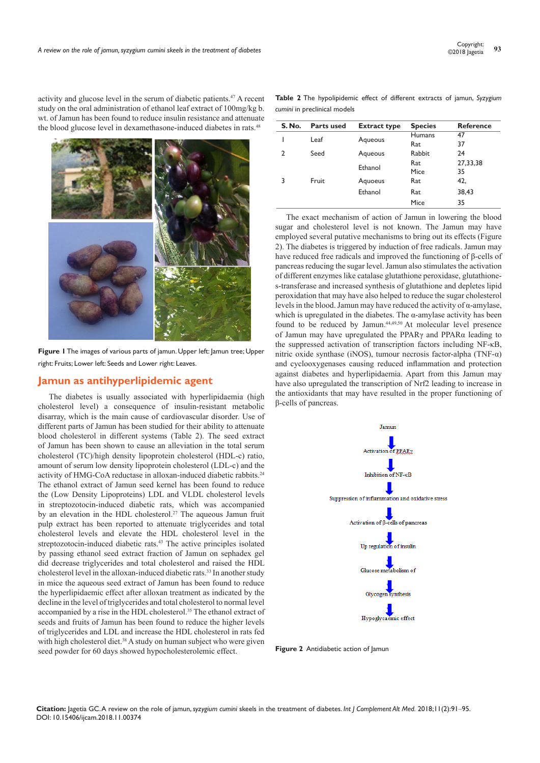activity and glucose level in the serum of diabetic patients.[47] A recent study on the oral administration of ethanol leaf extract of 100mg/kg b. wt. of Jamun has been found to reduce insulin resistance and attenuate the blood glucose level in dexamethasone-induced diabetes in rats.[48]

**Figure 1** The images of various parts of jamun. Upper left: Jamun tree; Upper right: Fruits; Lower left: Seeds and Lower right: Leaves.

## Jamun as antihyperlipidemic agent

The diabetes is usually associated with hyperlipidaemia (high cholesterol level) a consequence of insulin-resistant metabolic disarray, which is the main cause of cardiovascular disorder. Use of different parts of Jamun has been studied for their ability to attenuate blood cholesterol in different systems (Table 2). The seed extract of Jamun has been shown to cause an alleviation in the total serum cholesterol (TC)/high density lipoprotein cholesterol (HDL-c) ratio, amount of serum low density lipoprotein cholesterol (LDL-c) and the activity of HMG-CoA reductase in alloxan-induced diabetic rabbits.[24] The ethanol extract of Jamun seed kernel has been found to reduce the (Low Density Lipoproteins) LDL and VLDL cholesterol levels in streptozotocin-induced diabetic rats, which was accompanied by an elevation in the HDL cholesterol.[27] The aqueous Jamun fruit pulp extract has been reported to attenuate triglycerides and total cholesterol levels and elevate the HDL cholesterol level in the streptozotocin-induced diabetic rats.[43] The active principles isolated by passing ethanol seed extract fraction of Jamun on sephadex gel did decrease triglycerides and total cholesterol and raised the HDL cholesterol level in the alloxan-induced diabetic rats.[33] In another study in mice the aqueous seed extract of Jamun has been found to reduce the hyperlipidaemic effect after alloxan treatment as indicated by the decline in the level of triglycerides and total cholesterol to normal level accompanied by a rise in the HDL cholesterol.[35] The ethanol extract of seeds and fruits of Jamun has been found to reduce the higher levels of triglycerides and LDL and increase the HDL cholesterol in rats fed with high cholesterol diet.[38] A study on human subject who were given seed powder for 60 days showed hypocholesterolemic effect.

**Table 2** The hypolipidemic effect of different extracts of jamun, *Syzygium cumini* in preclinical models

| S. No. | Parts used | Extract type | Species | Reference |
|---|---|---|---|---|
| 1 | Leaf | Aqueous | Humans | 47 |
| | | | Rat | 37 |
| 2 | Seed | Aqueous | Rabbit | 24 |
| | | Ethanol | Rat | 27,33,38 |
| | | | Mice | 35 |
| 3 | Fruit | Aquoeus | Rat | 42, |
| | | Ethanol | Rat | 38,43 |
| | | | Mice | 35 |

The exact mechanism of action of Jamun in lowering the blood sugar and cholesterol level is not known. The Jamun may have employed several putative mechanisms to bring out its effects (Figure 2). The diabetes is triggered by induction of free radicals. Jamun may have reduced free radicals and improved the functioning of β-cells of pancreas reducing the sugar level. Jamun also stimulates the activation of different enzymes like catalase glutathione peroxidase, glutathione-s-transferase and increased synthesis of glutathione and depletes lipid peroxidation that may have also helped to reduce the sugar cholesterol levels in the blood. Jamun may have reduced the activity of α-amylase, which is upregulated in the diabetes. The α-amylase activity has been found to be reduced by Jamun.[44,49,50] At molecular level presence of Jamun may have upregulated the PPARγ and PPARα leading to the suppressed activation of transcription factors including NF-κB, nitric oxide synthase (iNOS), tumour necrosis factor-alpha (TNF-α) and cyclooxygenases causing reduced inflammation and protection against diabetes and hyperlipidaemia. Apart from this Jamun may have also upregulated the transcription of Nrf2 leading to increase in the antioxidants that may have resulted in the proper functioning of β-cells of pancreas.

Jamun
↓
Activation of PPARγ
↓
Inhibition of NF-κB
↓
Suppression of inflammation and oxidative stress
↓
Activation of β-cells of pancreas
↓
Up regulation of insulin
↓
Glucose metabolism of
↓
Glycogen synthesis
↓
Hypoglycaemic effect

**Figure 2** Antidiabetic action of Jamun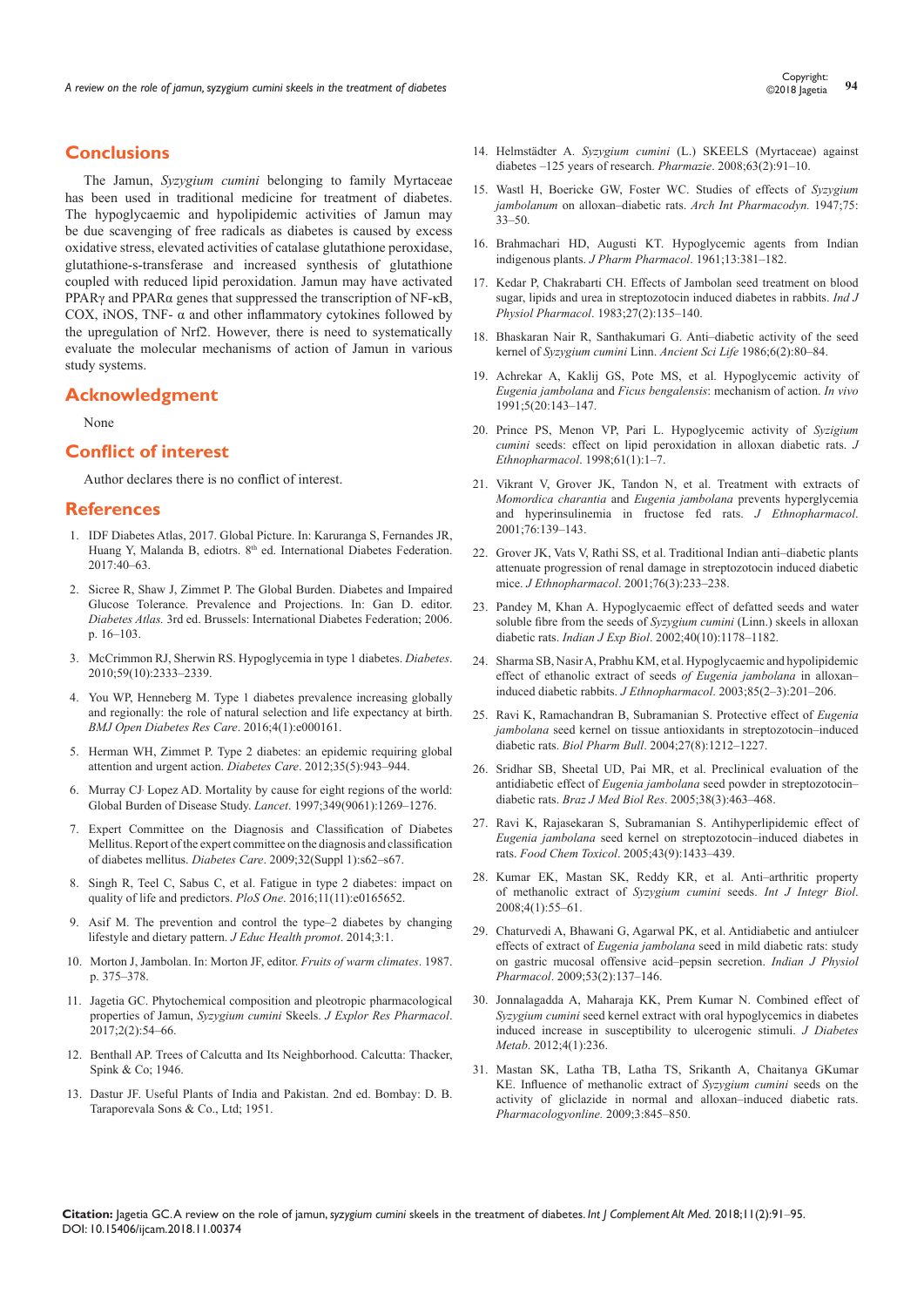## Conclusions

The Jamun, *Syzygium cumini* belonging to family Myrtaceae has been used in traditional medicine for treatment of diabetes. The hypoglycaemic and hypolipidemic activities of Jamun may be due scavenging of free radicals as diabetes is caused by excess oxidative stress, elevated activities of catalase glutathione peroxidase, glutathione-s-transferase and increased synthesis of glutathione coupled with reduced lipid peroxidation. Jamun may have activated PPARγ and PPARα genes that suppressed the transcription of NF-κB, COX, iNOS, TNF- α and other inflammatory cytokines followed by the upregulation of Nrf2. However, there is need to systematically evaluate the molecular mechanisms of action of Jamun in various study systems.

## Acknowledgment

None

## Conflict of interest

Author declares there is no conflict of interest.

## References

1. IDF Diabetes Atlas, 2017. Global Picture. In: Karuranga S, Fernandes JR, Huang Y, Malanda B, ediotrs. 8th ed. International Diabetes Federation. 2017:40–63.
2. Sicree R, Shaw J, Zimmet P. The Global Burden. Diabetes and Impaired Glucose Tolerance. Prevalence and Projections. In: Gan D. editor. *Diabetes Atlas.* 3rd ed. Brussels: International Diabetes Federation; 2006. p. 16–103.
3. McCrimmon RJ, Sherwin RS. Hypoglycemia in type 1 diabetes. *Diabetes*. 2010;59(10):2333–2339.
4. You WP, Henneberg M. Type 1 diabetes prevalence increasing globally and regionally: the role of natural selection and life expectancy at birth. *BMJ Open Diabetes Res Care*. 2016;4(1):e000161.
5. Herman WH, Zimmet P. Type 2 diabetes: an epidemic requiring global attention and urgent action. *Diabetes Care*. 2012;35(5):943–944.
6. Murray CJ. Lopez AD. Mortality by cause for eight regions of the world: Global Burden of Disease Study. *Lancet*. 1997;349(9061):1269–1276.
7. Expert Committee on the Diagnosis and Classification of Diabetes Mellitus. Report of the expert committee on the diagnosis and classification of diabetes mellitus. *Diabetes Care*. 2009;32(Suppl 1):s62–s67.
8. Singh R, Teel C, Sabus C, et al. Fatigue in type 2 diabetes: impact on quality of life and predictors. *PloS One*. 2016;11(11):e0165652.
9. Asif M. The prevention and control the type–2 diabetes by changing lifestyle and dietary pattern. *J Educ Health promot*. 2014;3:1.
10. Morton J, Jambolan. In: Morton JF, editor. *Fruits of warm climates*. 1987. p. 375–378.
11. Jagetia GC. Phytochemical composition and pleotropic pharmacological properties of Jamun, *Syzygium cumini* Skeels. *J Explor Res Pharmacol*. 2017;2(2):54–66.
12. Benthall AP. Trees of Calcutta and Its Neighborhood. Calcutta: Thacker, Spink & Co; 1946.
13. Dastur JF. Useful Plants of India and Pakistan. 2nd ed. Bombay: D. B. Taraporevala Sons & Co., Ltd; 1951.
14. Helmstädter A. *Syzygium cumini* (L.) SKEELS (Myrtaceae) against diabetes –125 years of research. *Pharmazie*. 2008;63(2):91–10.
15. Wastl H, Boericke GW, Foster WC. Studies of effects of *Syzygium jambolanum* on alloxan–diabetic rats. *Arch Int Pharmacodyn.* 1947;75: 33–50.
16. Brahmachari HD, Augusti KT. Hypoglycemic agents from Indian indigenous plants. *J Pharm Pharmacol*. 1961;13:381–182.
17. Kedar P, Chakrabarti CH. Effects of Jambolan seed treatment on blood sugar, lipids and urea in streptozotocin induced diabetes in rabbits. *Ind J Physiol Pharmacol*. 1983;27(2):135–140.
18. Bhaskaran Nair R, Santhakumari G. Anti–diabetic activity of the seed kernel of *Syzygium cumini* Linn. *Ancient Sci Life* 1986;6(2):80–84.
19. Achrekar A, Kaklij GS, Pote MS, et al. Hypoglycemic activity of *Eugenia jambolana* and *Ficus bengalensis*: mechanism of action. *In vivo* 1991;5(20:143–147.
20. Prince PS, Menon VP, Pari L. Hypoglycemic activity of *Syzigium cumini* seeds: effect on lipid peroxidation in alloxan diabetic rats. *J Ethnopharmacol*. 1998;61(1):1–7.
21. Vikrant V, Grover JK, Tandon N, et al. Treatment with extracts of *Momordica charantia* and *Eugenia jambolana* prevents hyperglycemia and hyperinsulinemia in fructose fed rats. *J Ethnopharmacol*. 2001;76:139–143.
22. Grover JK, Vats V, Rathi SS, et al. Traditional Indian anti–diabetic plants attenuate progression of renal damage in streptozotocin induced diabetic mice. *J Ethnopharmacol*. 2001;76(3):233–238.
23. Pandey M, Khan A. Hypoglycaemic effect of defatted seeds and water soluble fibre from the seeds of *Syzygium cumini* (Linn.) skeels in alloxan diabetic rats. *Indian J Exp Biol*. 2002;40(10):1178–1182.
24. Sharma SB, Nasir A, Prabhu KM, et al. Hypoglycaemic and hypolipidemic effect of ethanolic extract of seeds *of Eugenia jambolana* in alloxan–induced diabetic rabbits. *J Ethnopharmacol*. 2003;85(2–3):201–206.
25. Ravi K, Ramachandran B, Subramanian S. Protective effect of *Eugenia jambolana* seed kernel on tissue antioxidants in streptozotocin–induced diabetic rats. *Biol Pharm Bull*. 2004;27(8):1212–1227.
26. Sridhar SB, Sheetal UD, Pai MR, et al. Preclinical evaluation of the antidiabetic effect of *Eugenia jambolana* seed powder in streptozotocin–diabetic rats. *Braz J Med Biol Res*. 2005;38(3):463–468.
27. Ravi K, Rajasekaran S, Subramanian S. Antihyperlipidemic effect of *Eugenia jambolana* seed kernel on streptozotocin–induced diabetes in rats. *Food Chem Toxicol*. 2005;43(9):1433–439.
28. Kumar EK, Mastan SK, Reddy KR, et al. Anti–arthritic property of methanolic extract of *Syzygium cumini* seeds. *Int J Integr Biol*. 2008;4(1):55–61.
29. Chaturvedi A, Bhawani G, Agarwal PK, et al. Antidiabetic and antiulcer effects of extract of *Eugenia jambolana* seed in mild diabetic rats: study on gastric mucosal offensive acid–pepsin secretion. *Indian J Physiol Pharmacol*. 2009;53(2):137–146.
30. Jonnalagadda A, Maharaja KK, Prem Kumar N. Combined effect of *Syzygium cumini* seed kernel extract with oral hypoglycemics in diabetes induced increase in susceptibility to ulcerogenic stimuli. *J Diabetes Metab*. 2012;4(1):236.
31. Mastan SK, Latha TB, Latha TS, Srikanth A, Chaitanya GKumar KE. Influence of methanolic extract of *Syzygium cumini* seeds on the activity of gliclazide in normal and alloxan–induced diabetic rats. *Pharmacologyonline.* 2009;3:845–850.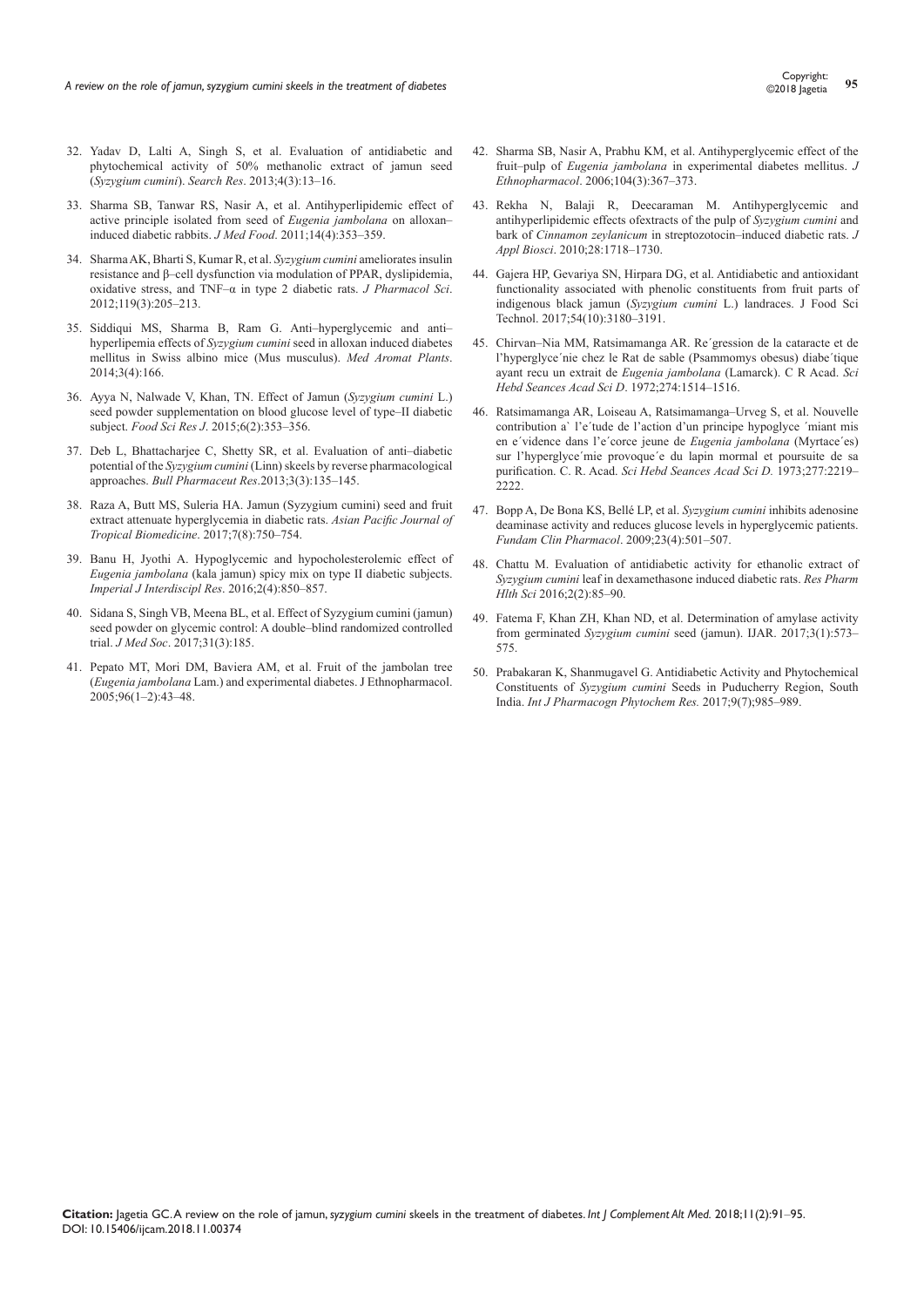32. Yadav D, Lalti A, Singh S, et al. Evaluation of antidiabetic and phytochemical activity of 50% methanolic extract of jamun seed (*Syzygium cumini*). *Search Res*. 2013;4(3):13–16.

33. Sharma SB, Tanwar RS, Nasir A, et al. Antihyperlipidemic effect of active principle isolated from seed of *Eugenia jambolana* on alloxan–induced diabetic rabbits. *J Med Food*. 2011;14(4):353–359.

34. Sharma AK, Bharti S, Kumar R, et al. *Syzygium cumini* ameliorates insulin resistance and β–cell dysfunction via modulation of PPAR, dyslipidemia, oxidative stress, and TNF–α in type 2 diabetic rats. *J Pharmacol Sci*. 2012;119(3):205–213.

35. Siddiqui MS, Sharma B, Ram G. Anti–hyperglycemic and anti–hyperlipemia effects of *Syzygium cumini* seed in alloxan induced diabetes mellitus in Swiss albino mice (Mus musculus). *Med Aromat Plants*. 2014;3(4):166.

36. Ayya N, Nalwade V, Khan, TN. Effect of Jamun (*Syzygium cumini* L.) seed powder supplementation on blood glucose level of type–II diabetic subject. *Food Sci Res J*. 2015;6(2):353–356.

37. Deb L, Bhattacharjee C, Shetty SR, et al. Evaluation of anti–diabetic potential of the *Syzygium cumini* (Linn) skeels by reverse pharmacological approaches. *Bull Pharmaceut Res*.2013;3(3):135–145.

38. Raza A, Butt MS, Suleria HA. Jamun (Syzygium cumini) seed and fruit extract attenuate hyperglycemia in diabetic rats. *Asian Pacific Journal of Tropical Biomedicine*. 2017;7(8):750–754.

39. Banu H, Jyothi A. Hypoglycemic and hypocholesterolemic effect of *Eugenia jambolana* (kala jamun) spicy mix on type II diabetic subjects. *Imperial J Interdiscipl Res*. 2016;2(4):850–857.

40. Sidana S, Singh VB, Meena BL, et al. Effect of Syzygium cumini (jamun) seed powder on glycemic control: A double–blind randomized controlled trial. *J Med Soc*. 2017;31(3):185.

41. Pepato MT, Mori DM, Baviera AM, et al. Fruit of the jambolan tree (*Eugenia jambolana* Lam.) and experimental diabetes. J Ethnopharmacol. 2005;96(1–2):43–48.

42. Sharma SB, Nasir A, Prabhu KM, et al. Antihyperglycemic effect of the fruit–pulp of *Eugenia jambolana* in experimental diabetes mellitus. *J Ethnopharmacol*. 2006;104(3):367–373.

43. Rekha N, Balaji R, Deecaraman M. Antihyperglycemic and antihyperlipidemic effects ofextracts of the pulp of *Syzygium cumini* and bark of *Cinnamon zeylanicum* in streptozotocin–induced diabetic rats. *J Appl Biosci*. 2010;28:1718–1730.

44. Gajera HP, Gevariya SN, Hirpara DG, et al. Antidiabetic and antioxidant functionality associated with phenolic constituents from fruit parts of indigenous black jamun (*Syzygium cumini* L.) landraces. J Food Sci Technol. 2017;54(10):3180–3191.

45. Chirvan–Nia MM, Ratsimamanga AR. Re´gression de la cataracte et de l'hyperglyce´nie chez le Rat de sable (Psammomys obesus) diabe´tique ayant recu un extrait de *Eugenia jambolana* (Lamarck). C R Acad. *Sci Hebd Seances Acad Sci D*. 1972;274:1514–1516.

46. Ratsimamanga AR, Loiseau A, Ratsimamanga–Urveg S, et al. Nouvelle contribution a` l'e´tude de l'action d'un principe hypoglyce ´miant mis en e´vidence dans l'e´corce jeune de *Eugenia jambolana* (Myrtace´es) sur l'hyperglyce´mie provoque´e du lapin mormal et poursuite de sa purification. C. R. Acad. *Sci Hebd Seances Acad Sci D.* 1973;277:2219–2222.

47. Bopp A, De Bona KS, Bellé LP, et al. *Syzygium cumini* inhibits adenosine deaminase activity and reduces glucose levels in hyperglycemic patients. *Fundam Clin Pharmacol*. 2009;23(4):501–507.

48. Chattu M. Evaluation of antidiabetic activity for ethanolic extract of *Syzygium cumini* leaf in dexamethasone induced diabetic rats. *Res Pharm Hlth Sci* 2016;2(2):85–90.

49. Fatema F, Khan ZH, Khan ND, et al. Determination of amylase activity from germinated *Syzygium cumini* seed (jamun). IJAR. 2017;3(1):573–575.

50. Prabakaran K, Shanmugavel G. Antidiabetic Activity and Phytochemical Constituents of *Syzygium cumini* Seeds in Puducherry Region, South India. *Int J Pharmacogn Phytochem Res.* 2017;9(7);985–989.